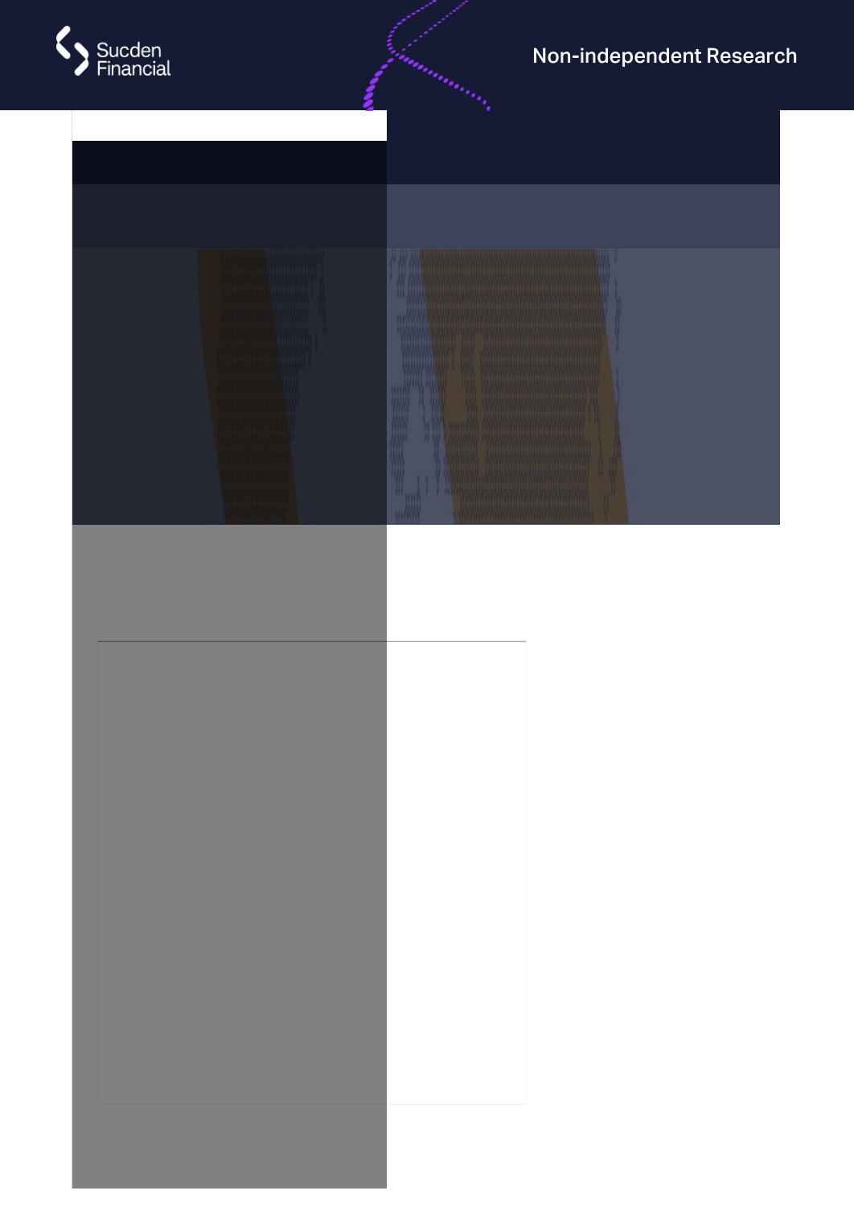Sucden Financial

Non-independent Research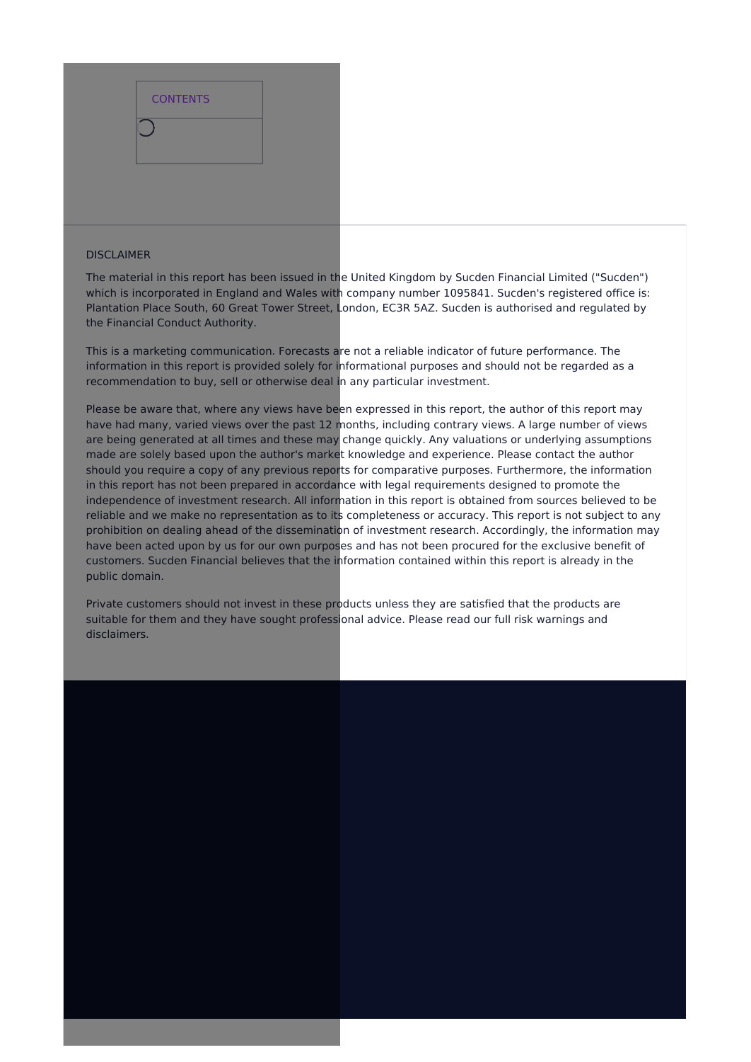CONTENTS

## DISCLAIMER

The material in this report has been issued in the United Kingdom by Sucden Financial Limited ("Sucden") which is incorporated in England and Wales with company number 1095841. Sucden's registered office is: Plantation Place South, 60 Great Tower Street, London, EC3R 5AZ. Sucden is authorised and regulated by the Financial Conduct Authority.

This is a marketing communication. Forecasts are not a reliable indicator of future performance. The information in this report is provided solely for informational purposes and should not be regarded as a recommendation to buy, sell or otherwise deal in any particular investment.

Please be aware that, where any views have been expressed in this report, the author of this report may have had many, varied views over the past 12 months, including contrary views. A large number of views are being generated at all times and these may change quickly. Any valuations or underlying assumptions made are solely based upon the author's market knowledge and experience. Please contact the author should you require a copy of any previous reports for comparative purposes. Furthermore, the information in this report has not been prepared in accordance with legal requirements designed to promote the independence of investment research. All information in this report is obtained from sources believed to be reliable and we make no representation as to its completeness or accuracy. This report is not subject to any prohibition on dealing ahead of the dissemination of investment research. Accordingly, the information may have been acted upon by us for our own purposes and has not been procured for the exclusive benefit of customers. Sucden Financial believes that the information contained within this report is already in the public domain.

Private customers should not invest in these products unless they are satisfied that the products are suitable for them and they have sought professional advice. Please read our full risk warnings and disclaimers.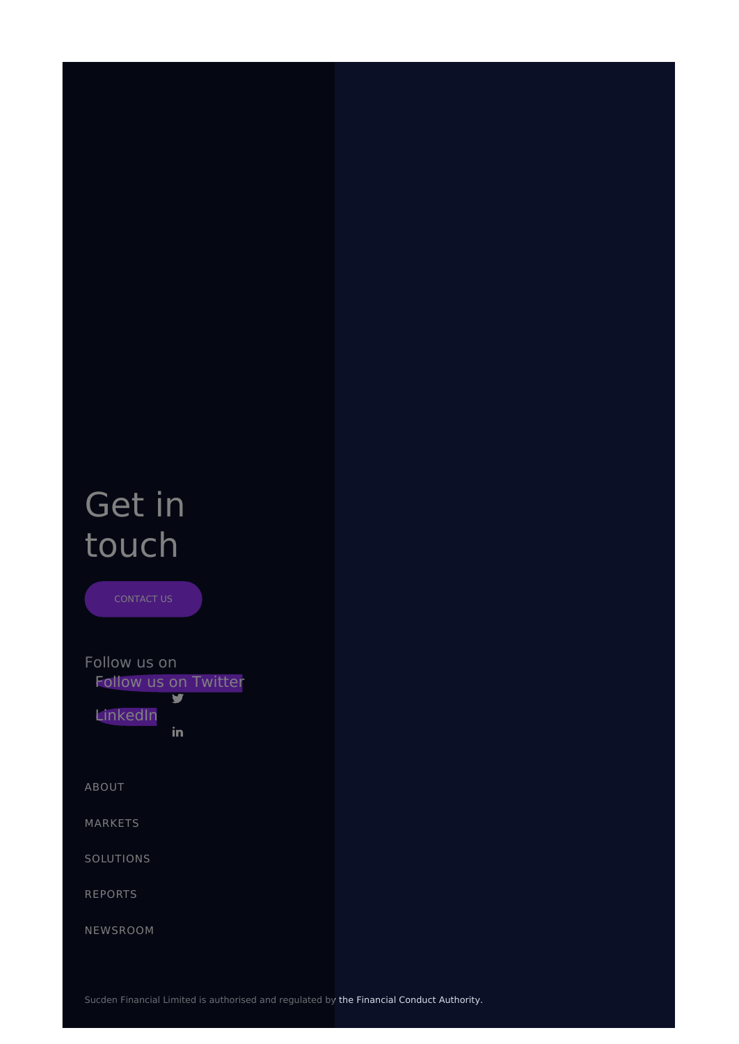# Get in touch

CONTACT US

Follow us on

Follow us on Twitter

LinkedIn

ABOUT

MARKETS

SOLUTIONS

REPORTS

NEWSROOM

Sucden Financial Limited is authorised and regulated by the Financial Conduct Authority.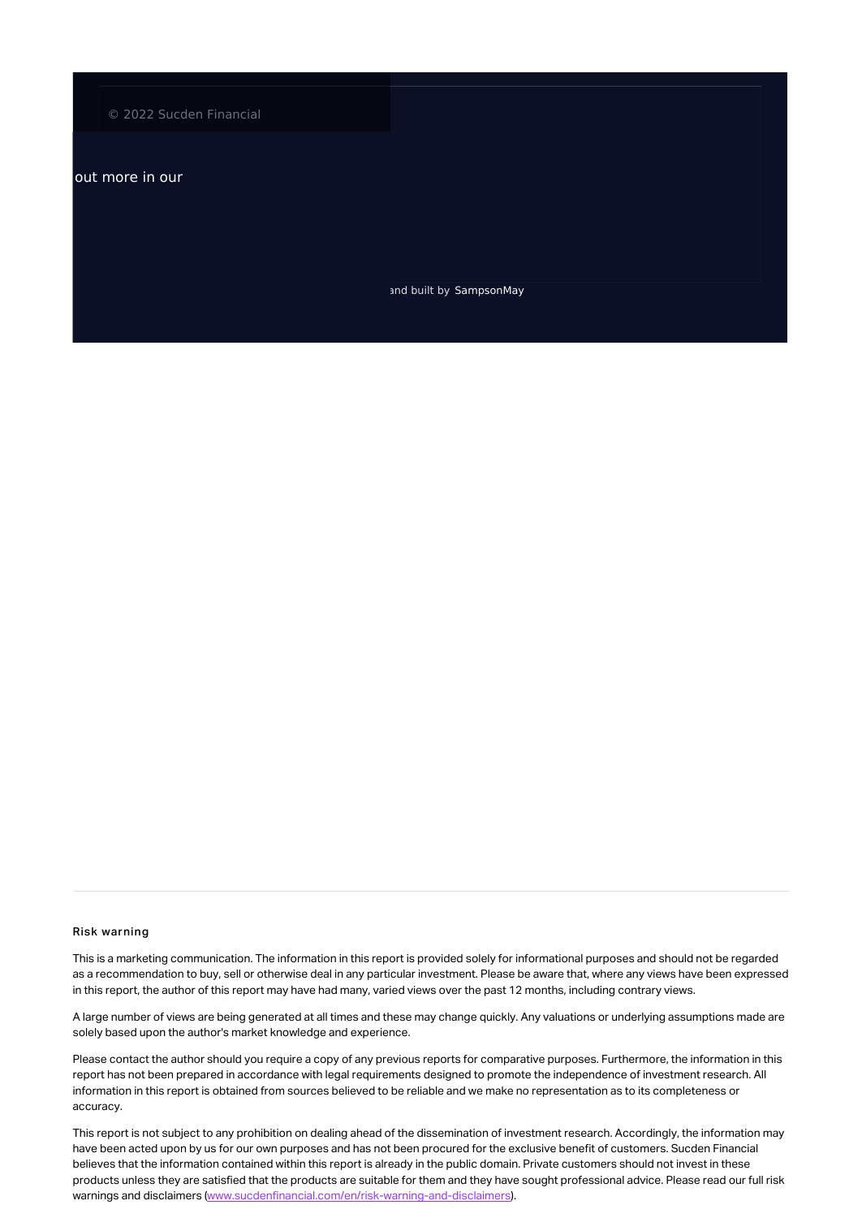© 2022 Sucden Financial

out more in our

and built by SampsonMay

### Risk warning

This is a marketing communication. The information in this report is provided solely for informational purposes and should not be regarded as a recommendation to buy, sell or otherwise deal in any particular investment. Please be aware that, where any views have been expressed in this report, the author of this report may have had many, varied views over the past 12 months, including contrary views.

A large number of views are being generated at all times and these may change quickly. Any valuations or underlying assumptions made are solely based upon the author's market knowledge and experience.

Please contact the author should you require a copy of any previous reports for comparative purposes. Furthermore, the information in this report has not been prepared in accordance with legal requirements designed to promote the independence of investment research. All information in this report is obtained from sources believed to be reliable and we make no representation as to its completeness or accuracy.

This report is not subject to any prohibition on dealing ahead of the dissemination of investment research. Accordingly, the information may have been acted upon by us for our own purposes and has not been procured for the exclusive benefit of customers. Sucden Financial believes that the information contained within this report is already in the public domain. Private customers should not invest in these products unless they are satisfied that the products are suitable for them and they have sought professional advice. Please read our full risk warnings and disclaimers (www.sucdenfinancial.com/en/risk-warning-and-disclaimers).